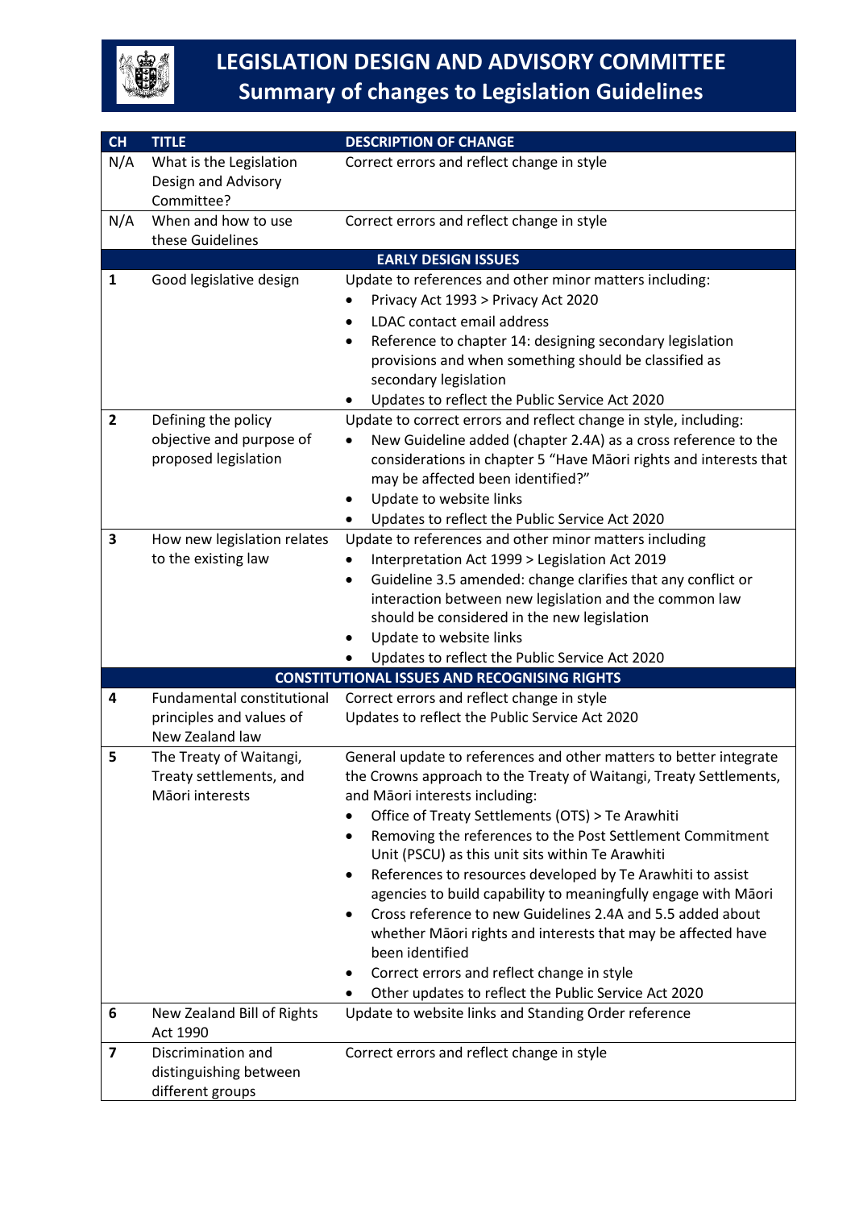# LEGISLATION DESIGN AND ADVISORY COMMITTEE
## Summary of changes to Legislation Guidelines

| CH | TITLE | DESCRIPTION OF CHANGE |
|---|---|---|
| N/A | What is the Legislation Design and Advisory Committee? | Correct errors and reflect change in style |
| N/A | When and how to use these Guidelines | Correct errors and reflect change in style |
| | **EARLY DESIGN ISSUES** | |
| **1** | Good legislative design | Update to references and other minor matters including:<br>• Privacy Act 1993 > Privacy Act 2020<br>• LDAC contact email address<br>• Reference to chapter 14: designing secondary legislation provisions and when something should be classified as secondary legislation<br>• Updates to reflect the Public Service Act 2020 |
| **2** | Defining the policy objective and purpose of proposed legislation | Update to correct errors and reflect change in style, including:<br>• New Guideline added (chapter 2.4A) as a cross reference to the considerations in chapter 5 "Have Māori rights and interests that may be affected been identified?"<br>• Update to website links<br>• Updates to reflect the Public Service Act 2020 |
| **3** | How new legislation relates to the existing law | Update to references and other minor matters including<br>• Interpretation Act 1999 > Legislation Act 2019<br>• Guideline 3.5 amended: change clarifies that any conflict or interaction between new legislation and the common law should be considered in the new legislation<br>• Update to website links<br>• Updates to reflect the Public Service Act 2020 |
| | **CONSTITUTIONAL ISSUES AND RECOGNISING RIGHTS** | |
| **4** | Fundamental constitutional principles and values of New Zealand law | Correct errors and reflect change in style<br>Updates to reflect the Public Service Act 2020 |
| **5** | The Treaty of Waitangi, Treaty settlements, and Māori interests | General update to references and other matters to better integrate the Crowns approach to the Treaty of Waitangi, Treaty Settlements, and Māori interests including:<br>• Office of Treaty Settlements (OTS) > Te Arawhiti<br>• Removing the references to the Post Settlement Commitment Unit (PSCU) as this unit sits within Te Arawhiti<br>• References to resources developed by Te Arawhiti to assist agencies to build capability to meaningfully engage with Māori<br>• Cross reference to new Guidelines 2.4A and 5.5 added about whether Māori rights and interests that may be affected have been identified<br>• Correct errors and reflect change in style<br>• Other updates to reflect the Public Service Act 2020 |
| **6** | New Zealand Bill of Rights Act 1990 | Update to website links and Standing Order reference |
| **7** | Discrimination and distinguishing between different groups | Correct errors and reflect change in style |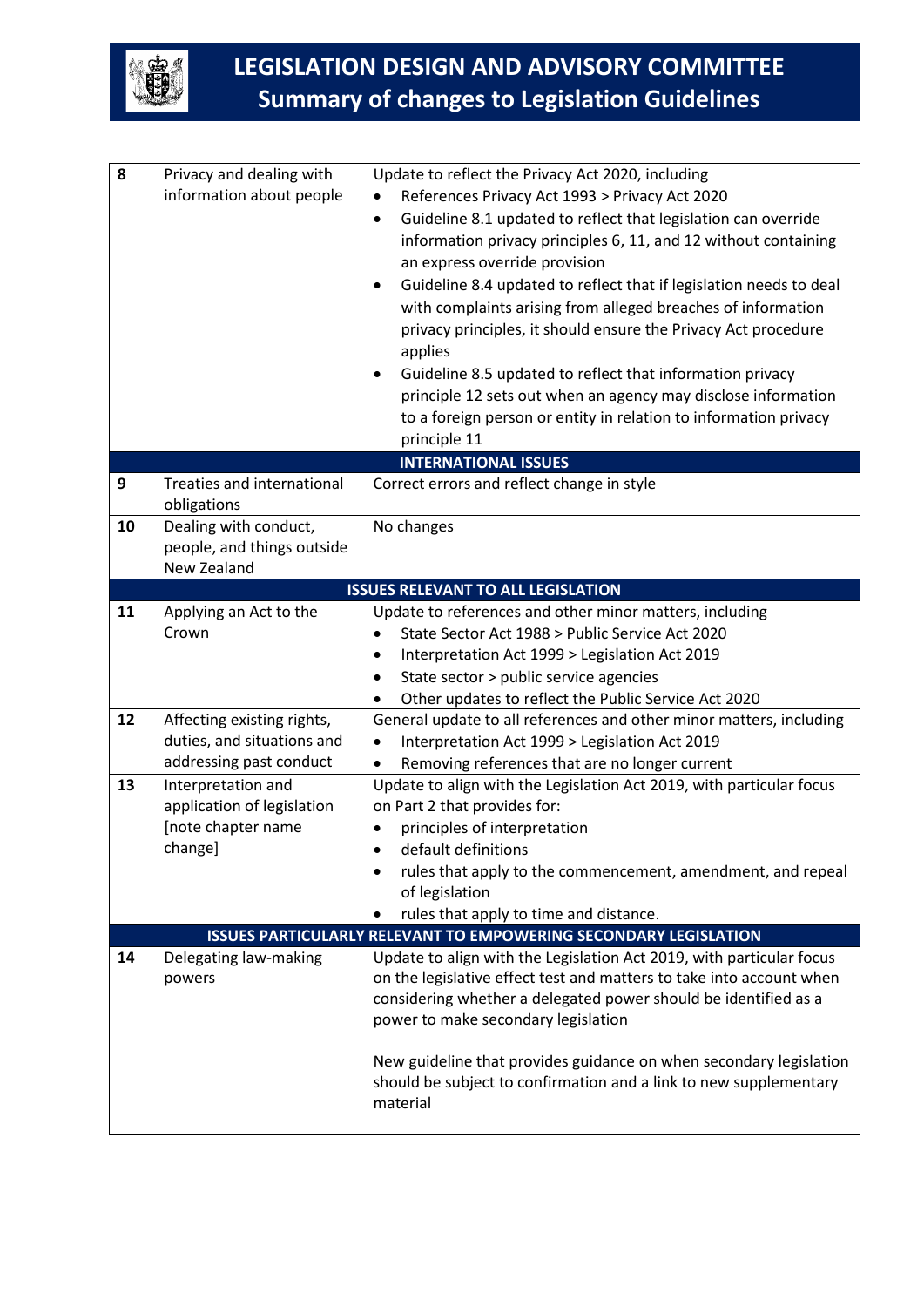# LEGISLATION DESIGN AND ADVISORY COMMITTEE
## Summary of changes to Legislation Guidelines

| | | |
|---|---|---|
| **8** | Privacy and dealing with information about people | Update to reflect the Privacy Act 2020, including<br>• References Privacy Act 1993 > Privacy Act 2020<br>• Guideline 8.1 updated to reflect that legislation can override information privacy principles 6, 11, and 12 without containing an express override provision<br>• Guideline 8.4 updated to reflect that if legislation needs to deal with complaints arising from alleged breaches of information privacy principles, it should ensure the Privacy Act procedure applies<br>• Guideline 8.5 updated to reflect that information privacy principle 12 sets out when an agency may disclose information to a foreign person or entity in relation to information privacy principle 11 |
| | **INTERNATIONAL ISSUES** | |
| **9** | Treaties and international obligations | Correct errors and reflect change in style |
| **10** | Dealing with conduct, people, and things outside New Zealand | No changes |
| | **ISSUES RELEVANT TO ALL LEGISLATION** | |
| **11** | Applying an Act to the Crown | Update to references and other minor matters, including<br>• State Sector Act 1988 > Public Service Act 2020<br>• Interpretation Act 1999 > Legislation Act 2019<br>• State sector > public service agencies<br>• Other updates to reflect the Public Service Act 2020 |
| **12** | Affecting existing rights, duties, and situations and addressing past conduct | General update to all references and other minor matters, including<br>• Interpretation Act 1999 > Legislation Act 2019<br>• Removing references that are no longer current |
| **13** | Interpretation and application of legislation [note chapter name change] | Update to align with the Legislation Act 2019, with particular focus on Part 2 that provides for:<br>• principles of interpretation<br>• default definitions<br>• rules that apply to the commencement, amendment, and repeal of legislation<br>• rules that apply to time and distance. |
| | **ISSUES PARTICULARLY RELEVANT TO EMPOWERING SECONDARY LEGISLATION** | |
| **14** | Delegating law-making powers | Update to align with the Legislation Act 2019, with particular focus on the legislative effect test and matters to take into account when considering whether a delegated power should be identified as a power to make secondary legislation<br><br>New guideline that provides guidance on when secondary legislation should be subject to confirmation and a link to new supplementary material |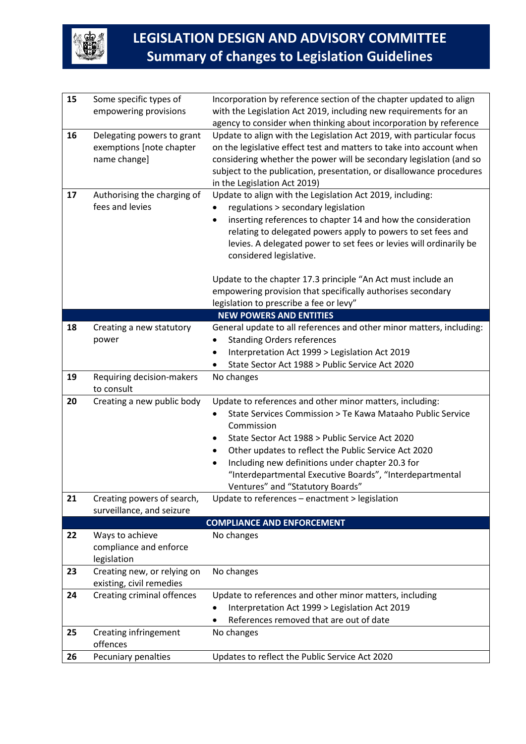# LEGISLATION DESIGN AND ADVISORY COMMITTEE
## Summary of changes to Legislation Guidelines

| | | |
|---|---|---|
| **15** | Some specific types of empowering provisions | Incorporation by reference section of the chapter updated to align with the Legislation Act 2019, including new requirements for an agency to consider when thinking about incorporation by reference |
| **16** | Delegating powers to grant exemptions [note chapter name change] | Update to align with the Legislation Act 2019, with particular focus on the legislative effect test and matters to take into account when considering whether the power will be secondary legislation (and so subject to the publication, presentation, or disallowance procedures in the Legislation Act 2019) |
| **17** | Authorising the charging of fees and levies | Update to align with the Legislation Act 2019, including:<br>• regulations > secondary legislation<br>• inserting references to chapter 14 and how the consideration relating to delegated powers apply to powers to set fees and levies. A delegated power to set fees or levies will ordinarily be considered legislative.<br><br>Update to the chapter 17.3 principle "An Act must include an empowering provision that specifically authorises secondary legislation to prescribe a fee or levy" |
| | **NEW POWERS AND ENTITIES** | |
| **18** | Creating a new statutory power | General update to all references and other minor matters, including:<br>• Standing Orders references<br>• Interpretation Act 1999 > Legislation Act 2019<br>• State Sector Act 1988 > Public Service Act 2020 |
| **19** | Requiring decision-makers to consult | No changes |
| **20** | Creating a new public body | Update to references and other minor matters, including:<br>• State Services Commission > Te Kawa Mataaho Public Service Commission<br>• State Sector Act 1988 > Public Service Act 2020<br>• Other updates to reflect the Public Service Act 2020<br>• Including new definitions under chapter 20.3 for "Interdepartmental Executive Boards", "Interdepartmental Ventures" and "Statutory Boards" |
| **21** | Creating powers of search, surveillance, and seizure | Update to references – enactment > legislation |
| | **COMPLIANCE AND ENFORCEMENT** | |
| **22** | Ways to achieve compliance and enforce legislation | No changes |
| **23** | Creating new, or relying on existing, civil remedies | No changes |
| **24** | Creating criminal offences | Update to references and other minor matters, including<br>• Interpretation Act 1999 > Legislation Act 2019<br>• References removed that are out of date |
| **25** | Creating infringement offences | No changes |
| **26** | Pecuniary penalties | Updates to reflect the Public Service Act 2020 |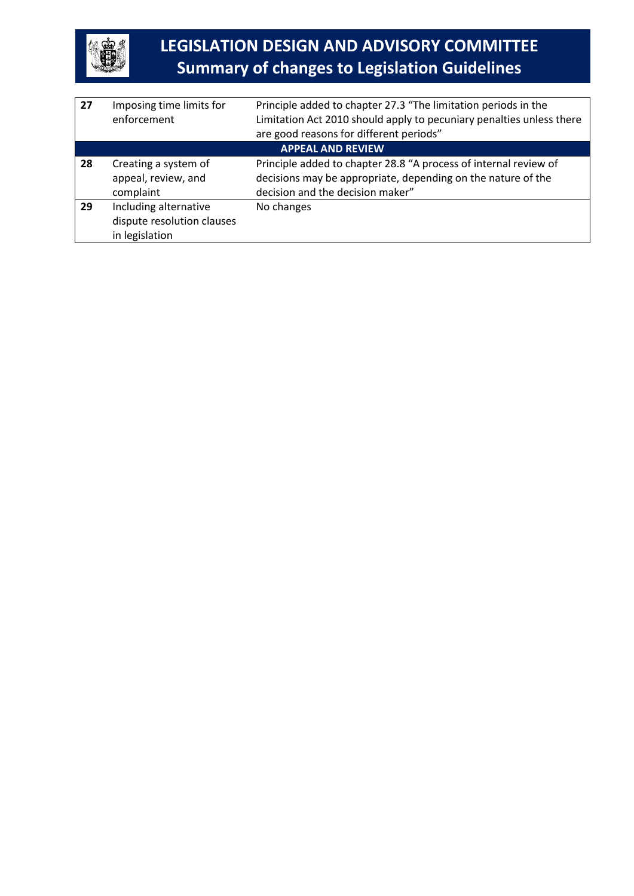# LEGISLATION DESIGN AND ADVISORY COMMITTEE
## Summary of changes to Legislation Guidelines

| | | |
|---|---|---|
| **27** | Imposing time limits for enforcement | Principle added to chapter 27.3 "The limitation periods in the Limitation Act 2010 should apply to pecuniary penalties unless there are good reasons for different periods" |
| | **APPEAL AND REVIEW** | |
| **28** | Creating a system of appeal, review, and complaint | Principle added to chapter 28.8 "A process of internal review of decisions may be appropriate, depending on the nature of the decision and the decision maker" |
| **29** | Including alternative dispute resolution clauses in legislation | No changes |